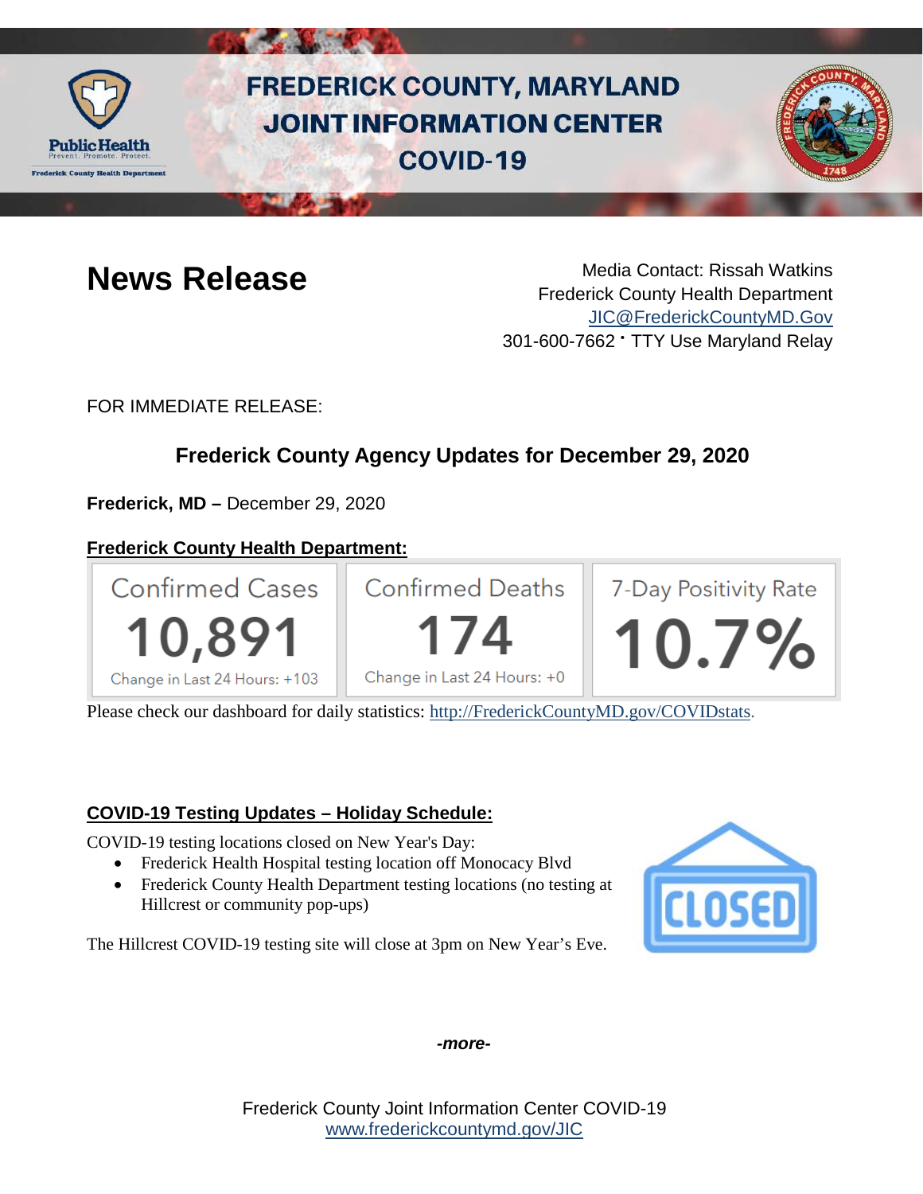# FREDERICK COUNTY, MARYLAND JOINT INFORMATION CENTER COVID-19

## News Release

Media Contact: Rissah Watkins
Frederick County Health Department
JIC@FrederickCountyMD.Gov
301-600-7662 • TTY Use Maryland Relay

FOR IMMEDIATE RELEASE:

### Frederick County Agency Updates for December 29, 2020

**Frederick, MD –** December 29, 2020

**Frederick County Health Department:**

| Confirmed Cases | Confirmed Deaths | 7-Day Positivity Rate |
|---|---|---|
| 10,891 | 174 | 10.7% |
| Change in Last 24 Hours: +103 | Change in Last 24 Hours: +0 | |

Please check our dashboard for daily statistics: http://FrederickCountyMD.gov/COVIDstats.

**COVID-19 Testing Updates – Holiday Schedule:**

COVID-19 testing locations closed on New Year's Day:

- Frederick Health Hospital testing location off Monocacy Blvd
- Frederick County Health Department testing locations (no testing at Hillcrest or community pop-ups)

The Hillcrest COVID-19 testing site will close at 3pm on New Year's Eve.

*-more-*

Frederick County Joint Information Center COVID-19
www.frederickcountymd.gov/JIC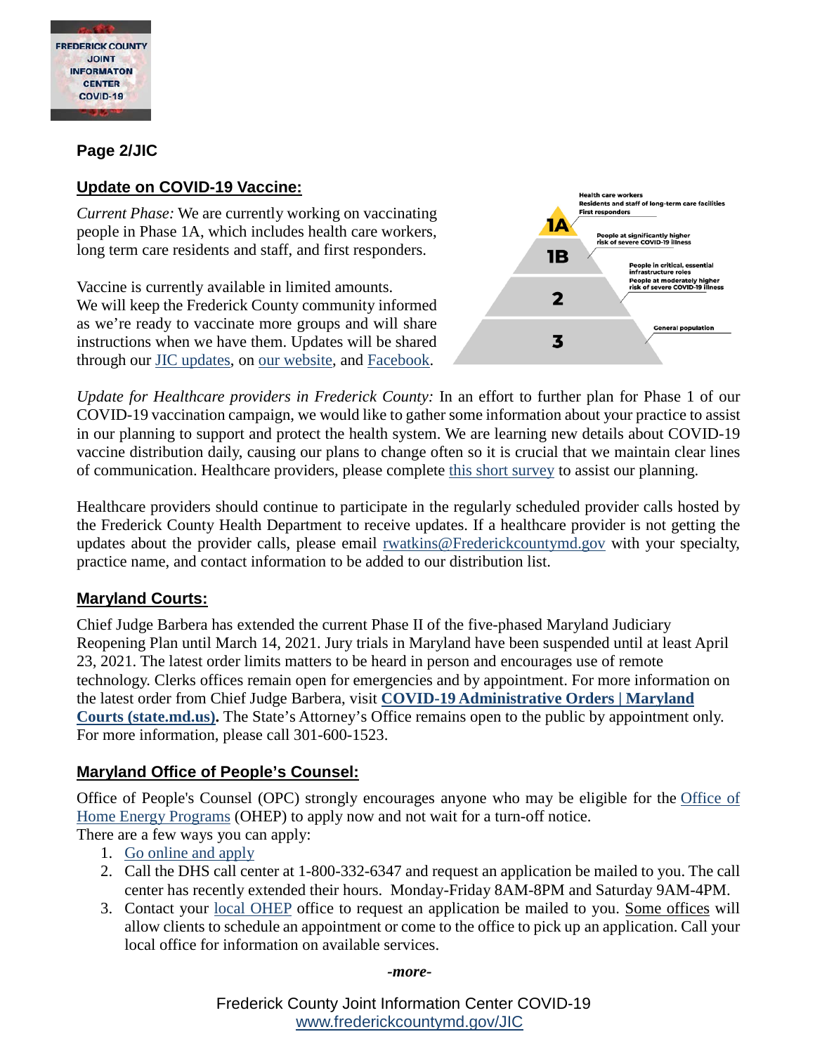**Page 2/JIC**

## Update on COVID-19 Vaccine:

*Current Phase:* We are currently working on vaccinating people in Phase 1A, which includes health care workers, long term care residents and staff, and first responders.

Vaccine is currently available in limited amounts. We will keep the Frederick County community informed as we're ready to vaccinate more groups and will share instructions when we have them. Updates will be shared through our JIC updates, on our website, and Facebook.

1A: Health care workers; Residents and staff of long-term care facilities; First responders

1B: People at significantly higher risk of severe COVID-19 illness

2: People in critical, essential infrastructure roles; People at moderately higher risk of severe COVID-19 illness

3: General population

*Update for Healthcare providers in Frederick County:* In an effort to further plan for Phase 1 of our COVID-19 vaccination campaign, we would like to gather some information about your practice to assist in our planning to support and protect the health system. We are learning new details about COVID-19 vaccine distribution daily, causing our plans to change often so it is crucial that we maintain clear lines of communication. Healthcare providers, please complete this short survey to assist our planning.

Healthcare providers should continue to participate in the regularly scheduled provider calls hosted by the Frederick County Health Department to receive updates. If a healthcare provider is not getting the updates about the provider calls, please email rwatkins@Frederickcountymd.gov with your specialty, practice name, and contact information to be added to our distribution list.

## Maryland Courts:

Chief Judge Barbera has extended the current Phase II of the five-phased Maryland Judiciary Reopening Plan until March 14, 2021. Jury trials in Maryland have been suspended until at least April 23, 2021. The latest order limits matters to be heard in person and encourages use of remote technology. Clerks offices remain open for emergencies and by appointment. For more information on the latest order from Chief Judge Barbera, visit **COVID-19 Administrative Orders | Maryland Courts (state.md.us).** The State's Attorney's Office remains open to the public by appointment only. For more information, please call 301-600-1523.

## Maryland Office of People's Counsel:

Office of People's Counsel (OPC) strongly encourages anyone who may be eligible for the Office of Home Energy Programs (OHEP) to apply now and not wait for a turn-off notice.
There are a few ways you can apply:

1. Go online and apply
2. Call the DHS call center at 1-800-332-6347 and request an application be mailed to you. The call center has recently extended their hours. Monday-Friday 8AM-8PM and Saturday 9AM-4PM.
3. Contact your local OHEP office to request an application be mailed to you. Some offices will allow clients to schedule an appointment or come to the office to pick up an application. Call your local office for information on available services.

*-more-*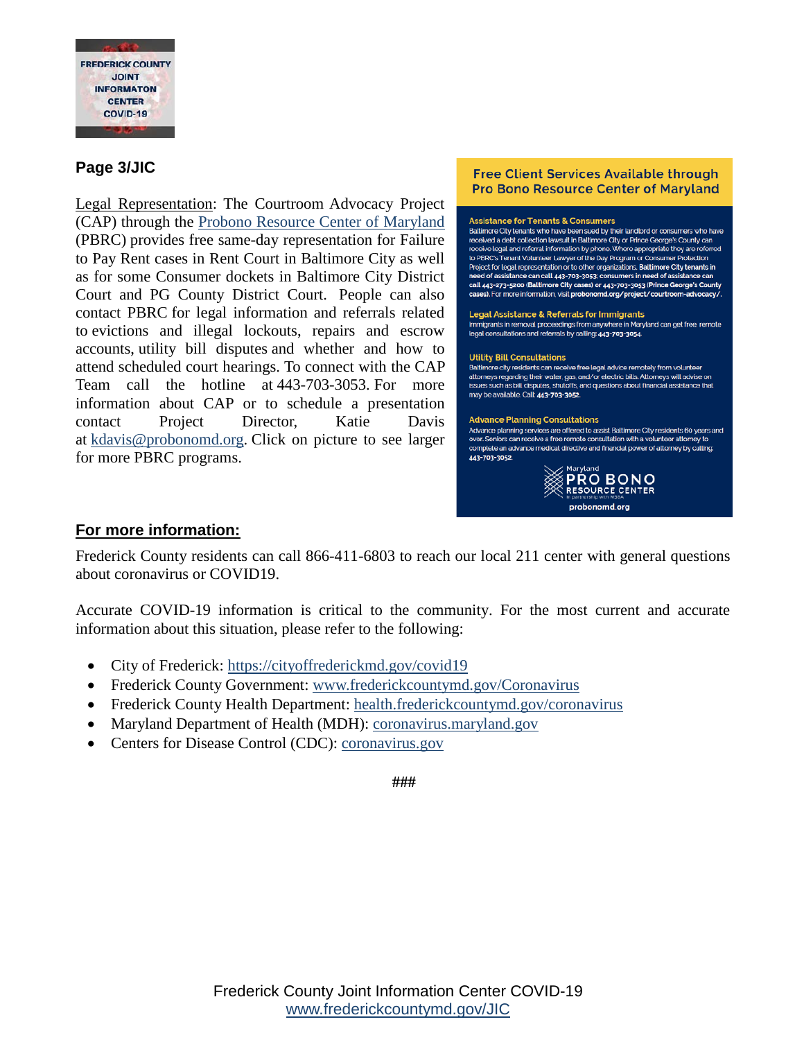**Page 3/JIC**

Legal Representation: The Courtroom Advocacy Project (CAP) through the Probono Resource Center of Maryland (PBRC) provides free same-day representation for Failure to Pay Rent cases in Rent Court in Baltimore City as well as for some Consumer dockets in Baltimore City District Court and PG County District Court. People can also contact PBRC for legal information and referrals related to evictions and illegal lockouts, repairs and escrow accounts, utility bill disputes and whether and how to attend scheduled court hearings. To connect with the CAP Team call the hotline at 443-703-3053. For more information about CAP or to schedule a presentation contact Project Director, Katie Davis at kdavis@probonomd.org. Click on picture to see larger for more PBRC programs.

**Free Client Services Available through Pro Bono Resource Center of Maryland**

**Assistance for Tenants & Consumers**
Baltimore City tenants who have been sued by their landlord or consumers who have received a debt collection lawsuit in Baltimore City or Prince George's County can receive legal and referral information by phone. Where appropriate they are referred to PBRC's Tenant Volunteer Lawyer of the Day Program or Consumer Protection Project for legal representation or to other organizations. **Baltimore City tenants in need of assistance can call 443-703-3053; consumers in need of assistance can call 443-273-5200 (Baltimore City cases) or 443-703-3053 (Prince George's County cases).** For more information, visit **probonomd.org/project/courtroom-advocacy/**.

**Legal Assistance & Referrals for Immigrants**
Immigrants in removal proceedings from anywhere in Maryland can get free remote legal consultations and referrals by calling: **443-703-3054**.

**Utility Bill Consultations**
Baltimore city residents can receive free legal advice remotely from volunteer attorneys regarding their water, gas, and/or electric bills. Attorneys will advise on issues such as bill disputes, shutoffs, and questions about financial assistance that may be available. Call: **443-703-3052**.

**Advance Planning Consultations**
Advance planning services are offered to assist Baltimore City residents 60 years and over. Seniors can receive a free remote consultation with a volunteer attorney to complete an advance medical directive and financial power of attorney by calling: **443-703-3052**.

Maryland PRO BONO RESOURCE CENTER In partnership with MSBA
probonomd.org

## For more information:

Frederick County residents can call 866-411-6803 to reach our local 211 center with general questions about coronavirus or COVID19.

Accurate COVID-19 information is critical to the community. For the most current and accurate information about this situation, please refer to the following:

- City of Frederick: https://cityoffrederickmd.gov/covid19
- Frederick County Government: www.frederickcountymd.gov/Coronavirus
- Frederick County Health Department: health.frederickcountymd.gov/coronavirus
- Maryland Department of Health (MDH): coronavirus.maryland.gov
- Centers for Disease Control (CDC): coronavirus.gov

###